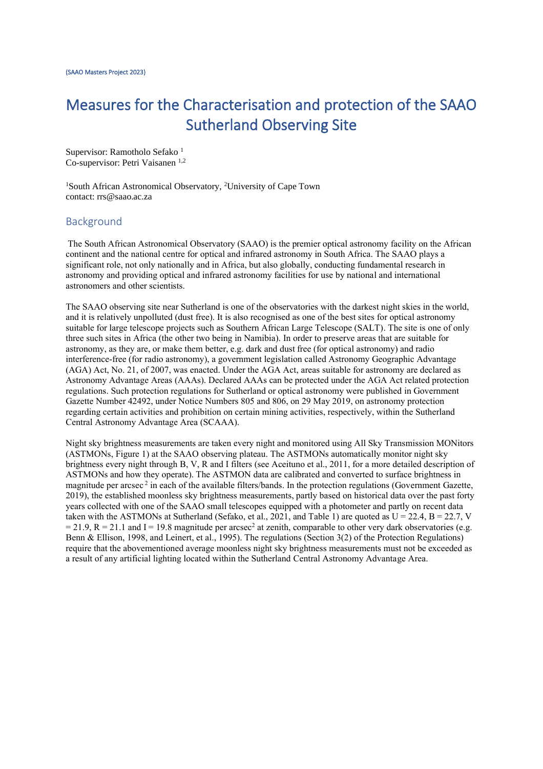(SAAO Masters Project 2023)

# Measures for the Characterisation and protection of the SAAO Sutherland Observing Site

Supervisor: Ramotholo Sefako [1]
Co-supervisor: Petri Vaisanen [1,2]

[1]South African Astronomical Observatory, [2]University of Cape Town
contact: rrs@saao.ac.za

## Background

The South African Astronomical Observatory (SAAO) is the premier optical astronomy facility on the African continent and the national centre for optical and infrared astronomy in South Africa. The SAAO plays a significant role, not only nationally and in Africa, but also globally, conducting fundamental research in astronomy and providing optical and infrared astronomy facilities for use by national and international astronomers and other scientists.

The SAAO observing site near Sutherland is one of the observatories with the darkest night skies in the world, and it is relatively unpolluted (dust free). It is also recognised as one of the best sites for optical astronomy suitable for large telescope projects such as Southern African Large Telescope (SALT). The site is one of only three such sites in Africa (the other two being in Namibia). In order to preserve areas that are suitable for astronomy, as they are, or make them better, e.g. dark and dust free (for optical astronomy) and radio interference-free (for radio astronomy), a government legislation called Astronomy Geographic Advantage (AGA) Act, No. 21, of 2007, was enacted. Under the AGA Act, areas suitable for astronomy are declared as Astronomy Advantage Areas (AAAs). Declared AAAs can be protected under the AGA Act related protection regulations. Such protection regulations for Sutherland or optical astronomy were published in Government Gazette Number 42492, under Notice Numbers 805 and 806, on 29 May 2019, on astronomy protection regarding certain activities and prohibition on certain mining activities, respectively, within the Sutherland Central Astronomy Advantage Area (SCAAA).

Night sky brightness measurements are taken every night and monitored using All Sky Transmission MONitors (ASTMONs, Figure 1) at the SAAO observing plateau. The ASTMONs automatically monitor night sky brightness every night through B, V, R and I filters (see Aceituno et al., 2011, for a more detailed description of ASTMONs and how they operate). The ASTMON data are calibrated and converted to surface brightness in magnitude per $arcsec^2$ in each of the available filters/bands. In the protection regulations (Government Gazette, 2019), the established moonless sky brightness measurements, partly based on historical data over the past forty years collected with one of the SAAO small telescopes equipped with a photometer and partly on recent data taken with the ASTMONs at Sutherland (Sefako, et al., 2021, and Table 1) are quoted as U = 22.4, B = 22.7, V = 21.9, R = 21.1 and I = 19.8 magnitude per $arcsec^2$ at zenith, comparable to other very dark observatories (e.g. Benn & Ellison, 1998, and Leinert, et al., 1995). The regulations (Section 3(2) of the Protection Regulations) require that the abovementioned average moonless night sky brightness measurements must not be exceeded as a result of any artificial lighting located within the Sutherland Central Astronomy Advantage Area.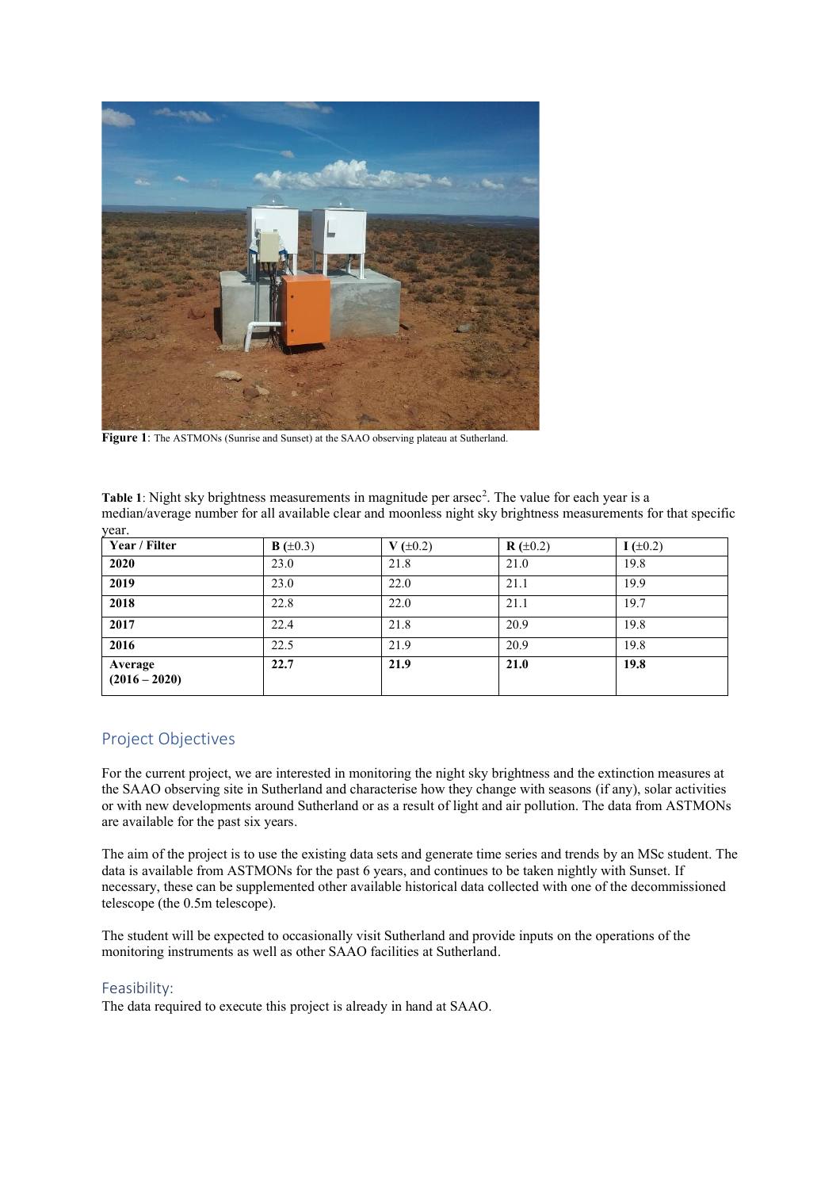**Figure 1**: The ASTMONs (Sunrise and Sunset) at the SAAO observing plateau at Sutherland.

**Table 1**: Night sky brightness measurements in magnitude per arsec[2]. The value for each year is a median/average number for all available clear and moonless night sky brightness measurements for that specific year.

| Year / Filter | **B** (±0.3) | **V** (±0.2) | **R** (±0.2) | **I** (±0.2) |
|---|---|---|---|---|
| **2020** | 23.0 | 21.8 | 21.0 | 19.8 |
| **2019** | 23.0 | 22.0 | 21.1 | 19.9 |
| **2018** | 22.8 | 22.0 | 21.1 | 19.7 |
| **2017** | 22.4 | 21.8 | 20.9 | 19.8 |
| **2016** | 22.5 | 21.9 | 20.9 | 19.8 |
| **Average (2016 – 2020)** | **22.7** | **21.9** | **21.0** | **19.8** |

## Project Objectives

For the current project, we are interested in monitoring the night sky brightness and the extinction measures at the SAAO observing site in Sutherland and characterise how they change with seasons (if any), solar activities or with new developments around Sutherland or as a result of light and air pollution. The data from ASTMONs are available for the past six years.

The aim of the project is to use the existing data sets and generate time series and trends by an MSc student. The data is available from ASTMONs for the past 6 years, and continues to be taken nightly with Sunset. If necessary, these can be supplemented other available historical data collected with one of the decommissioned telescope (the 0.5m telescope).

The student will be expected to occasionally visit Sutherland and provide inputs on the operations of the monitoring instruments as well as other SAAO facilities at Sutherland.

## Feasibility:

The data required to execute this project is already in hand at SAAO.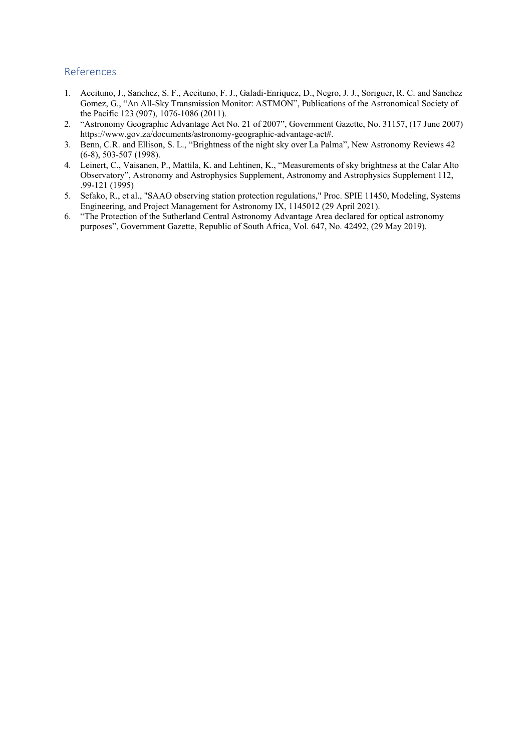## References

1. Aceituno, J., Sanchez, S. F., Aceituno, F. J., Galadi-Enriquez, D., Negro, J. J., Soriguer, R. C. and Sanchez Gomez, G., "An All-Sky Transmission Monitor: ASTMON", Publications of the Astronomical Society of the Pacific 123 (907), 1076-1086 (2011).
2. "Astronomy Geographic Advantage Act No. 21 of 2007", Government Gazette, No. 31157, (17 June 2007) https://www.gov.za/documents/astronomy-geographic-advantage-act#.
3. Benn, C.R. and Ellison, S. L., "Brightness of the night sky over La Palma", New Astronomy Reviews 42 (6-8), 503-507 (1998).
4. Leinert, C., Vaisanen, P., Mattila, K. and Lehtinen, K., "Measurements of sky brightness at the Calar Alto Observatory", Astronomy and Astrophysics Supplement, Astronomy and Astrophysics Supplement 112, .99-121 (1995)
5. Sefako, R., et al., "SAAO observing station protection regulations," Proc. SPIE 11450, Modeling, Systems Engineering, and Project Management for Astronomy IX, 1145012 (29 April 2021).
6. "The Protection of the Sutherland Central Astronomy Advantage Area declared for optical astronomy purposes", Government Gazette, Republic of South Africa, Vol. 647, No. 42492, (29 May 2019).